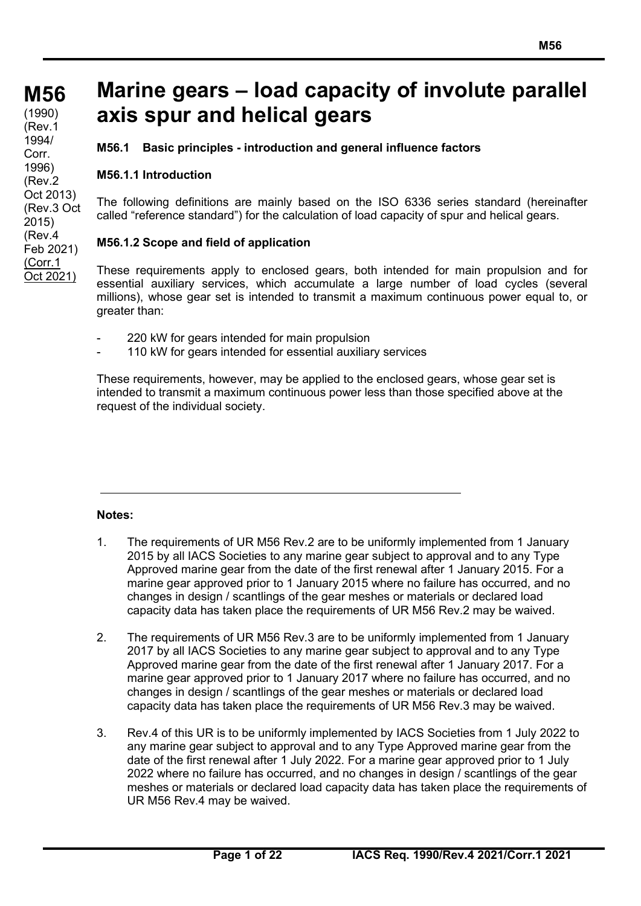# M56

(1990)
(Rev.1 1994/ Corr. 1996)
(Rev.2 Oct 2013)
(Rev.3 Oct 2015)
(Rev.4 Feb 2021)
(Corr.1 Oct 2021)

# Marine gears – load capacity of involute parallel axis spur and helical gears

### M56.1 Basic principles - introduction and general influence factors

#### M56.1.1 Introduction

The following definitions are mainly based on the ISO 6336 series standard (hereinafter called "reference standard") for the calculation of load capacity of spur and helical gears.

#### M56.1.2 Scope and field of application

These requirements apply to enclosed gears, both intended for main propulsion and for essential auxiliary services, which accumulate a large number of load cycles (several millions), whose gear set is intended to transmit a maximum continuous power equal to, or greater than:

- 220 kW for gears intended for main propulsion
- 110 kW for gears intended for essential auxiliary services

These requirements, however, may be applied to the enclosed gears, whose gear set is intended to transmit a maximum continuous power less than those specified above at the request of the individual society.

---

**Notes:**

1. The requirements of UR M56 Rev.2 are to be uniformly implemented from 1 January 2015 by all IACS Societies to any marine gear subject to approval and to any Type Approved marine gear from the date of the first renewal after 1 January 2015. For a marine gear approved prior to 1 January 2015 where no failure has occurred, and no changes in design / scantlings of the gear meshes or materials or declared load capacity data has taken place the requirements of UR M56 Rev.2 may be waived.

2. The requirements of UR M56 Rev.3 are to be uniformly implemented from 1 January 2017 by all IACS Societies to any marine gear subject to approval and to any Type Approved marine gear from the date of the first renewal after 1 January 2017. For a marine gear approved prior to 1 January 2017 where no failure has occurred, and no changes in design / scantlings of the gear meshes or materials or declared load capacity data has taken place the requirements of UR M56 Rev.3 may be waived.

3. Rev.4 of this UR is to be uniformly implemented by IACS Societies from 1 July 2022 to any marine gear subject to approval and to any Type Approved marine gear from the date of the first renewal after 1 July 2022. For a marine gear approved prior to 1 July 2022 where no failure has occurred, and no changes in design / scantlings of the gear meshes or materials or declared load capacity data has taken place the requirements of UR M56 Rev.4 may be waived.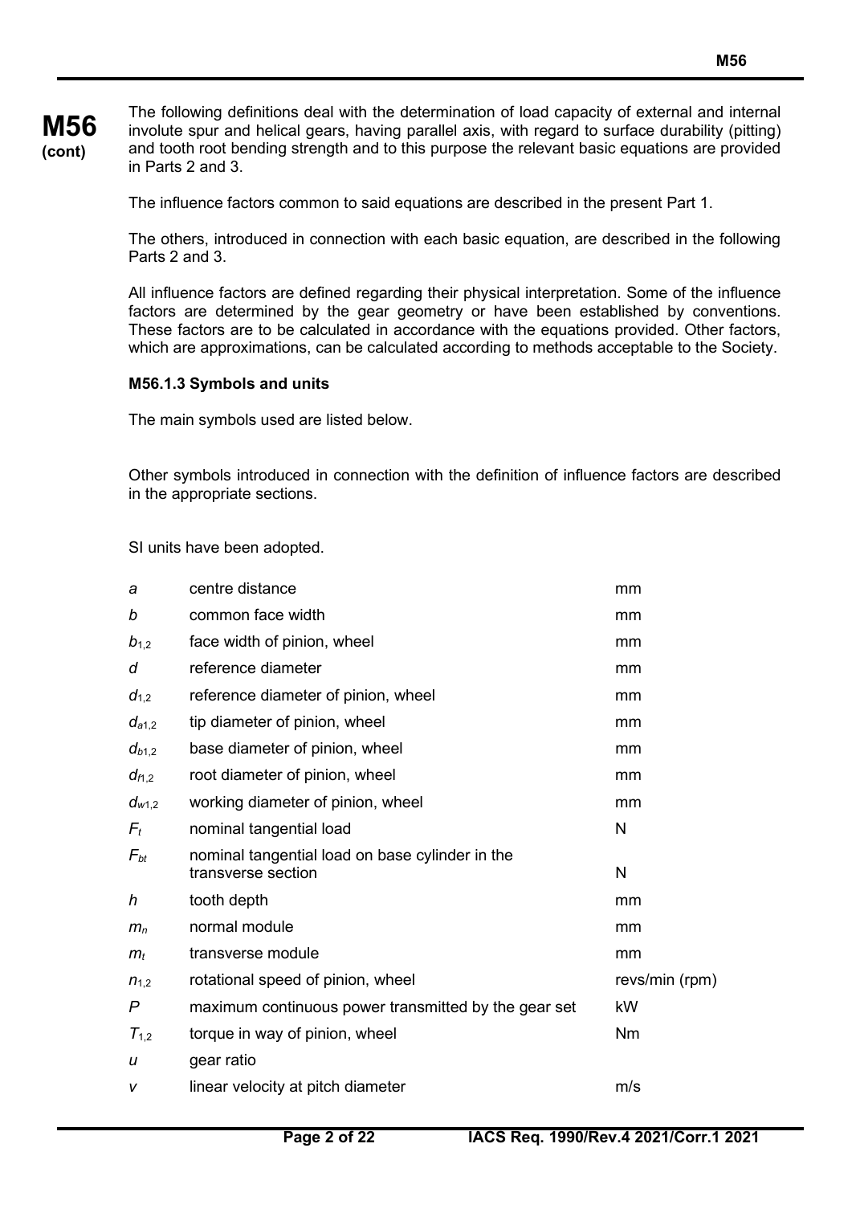The following definitions deal with the determination of load capacity of external and internal involute spur and helical gears, having parallel axis, with regard to surface durability (pitting) and tooth root bending strength and to this purpose the relevant basic equations are provided in Parts 2 and 3.

The influence factors common to said equations are described in the present Part 1.

The others, introduced in connection with each basic equation, are described in the following Parts 2 and 3.

All influence factors are defined regarding their physical interpretation. Some of the influence factors are determined by the gear geometry or have been established by conventions. These factors are to be calculated in accordance with the equations provided. Other factors, which are approximations, can be calculated according to methods acceptable to the Society.

### M56.1.3 Symbols and units

The main symbols used are listed below.

Other symbols introduced in connection with the definition of influence factors are described in the appropriate sections.

SI units have been adopted.

| | | |
|---|---|---|
| $a$ | centre distance | mm |
| $b$ | common face width | mm |
| $b_{1,2}$ | face width of pinion, wheel | mm |
| $d$ | reference diameter | mm |
| $d_{1,2}$ | reference diameter of pinion, wheel | mm |
| $d_{a1,2}$ | tip diameter of pinion, wheel | mm |
| $d_{b1,2}$ | base diameter of pinion, wheel | mm |
| $d_{f1,2}$ | root diameter of pinion, wheel | mm |
| $d_{w1,2}$ | working diameter of pinion, wheel | mm |
| $F_t$ | nominal tangential load | N |
| $F_{bt}$ | nominal tangential load on base cylinder in the transverse section | N |
| $h$ | tooth depth | mm |
| $m_n$ | normal module | mm |
| $m_t$ | transverse module | mm |
| $n_{1,2}$ | rotational speed of pinion, wheel | revs/min (rpm) |
| $P$ | maximum continuous power transmitted by the gear set | kW |
| $T_{1,2}$ | torque in way of pinion, wheel | Nm |
| $u$ | gear ratio | |
| $v$ | linear velocity at pitch diameter | m/s |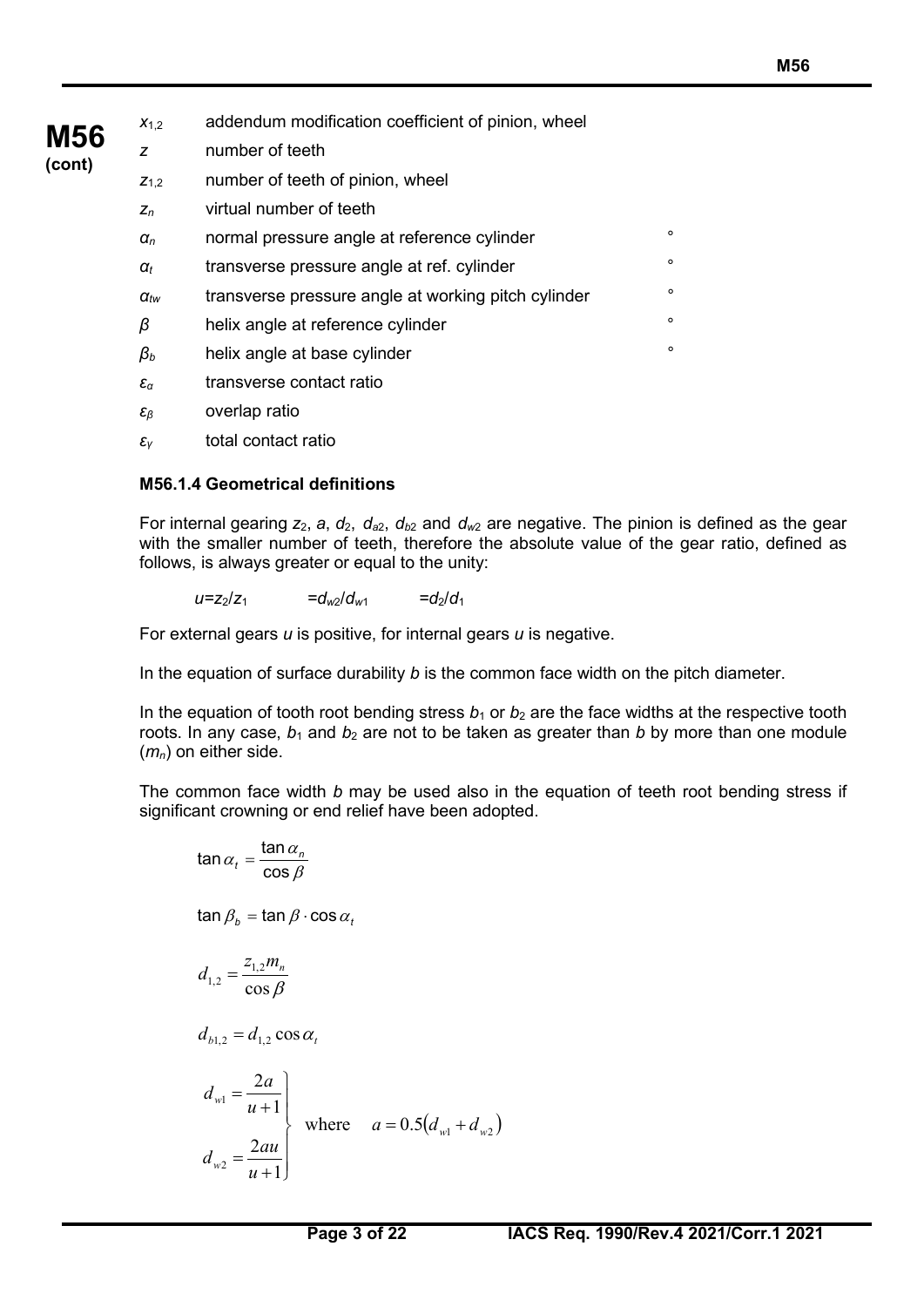**M56 (cont)**

| | | |
|---|---|---|
| $x_{1,2}$ | addendum modification coefficient of pinion, wheel | |
| $z$ | number of teeth | |
| $z_{1,2}$ | number of teeth of pinion, wheel | |
| $z_n$ | virtual number of teeth | |
| $\alpha_n$ | normal pressure angle at reference cylinder | ° |
| $\alpha_t$ | transverse pressure angle at ref. cylinder | ° |
| $\alpha_{tw}$ | transverse pressure angle at working pitch cylinder | ° |
| $\beta$ | helix angle at reference cylinder | ° |
| $\beta_b$ | helix angle at base cylinder | ° |
| $\varepsilon_\alpha$ | transverse contact ratio | |
| $\varepsilon_\beta$ | overlap ratio | |
| $\varepsilon_\gamma$ | total contact ratio | |

### M56.1.4 Geometrical definitions

For internal gearing $z_2$, $a$, $d_2$, $d_{a2}$, $d_{b2}$ and $d_{w2}$ are negative. The pinion is defined as the gear with the smaller number of teeth, therefore the absolute value of the gear ratio, defined as follows, is always greater or equal to the unity:

$$u = z_2/z_1 \qquad = d_{w2}/d_{w1} \qquad = d_2/d_1$$

For external gears $u$ is positive, for internal gears $u$ is negative.

In the equation of surface durability $b$ is the common face width on the pitch diameter.

In the equation of tooth root bending stress $b_1$ or $b_2$ are the face widths at the respective tooth roots. In any case, $b_1$ and $b_2$ are not to be taken as greater than $b$ by more than one module ($m_n$) on either side.

The common face width $b$ may be used also in the equation of teeth root bending stress if significant crowning or end relief have been adopted.

$$\tan\alpha_t = \frac{\tan\alpha_n}{\cos\beta}$$

$$\tan\beta_b = \tan\beta \cdot \cos\alpha_t$$

$$d_{1,2} = \frac{z_{1,2} m_n}{\cos\beta}$$

$$d_{b1,2} = d_{1,2}\cos\alpha_t$$

$$\left.\begin{aligned} d_{w1} &= \frac{2a}{u+1} \\ d_{w2} &= \frac{2au}{u+1} \end{aligned}\right\} \quad \text{where} \quad a = 0.5\left(d_{w1} + d_{w2}\right)$$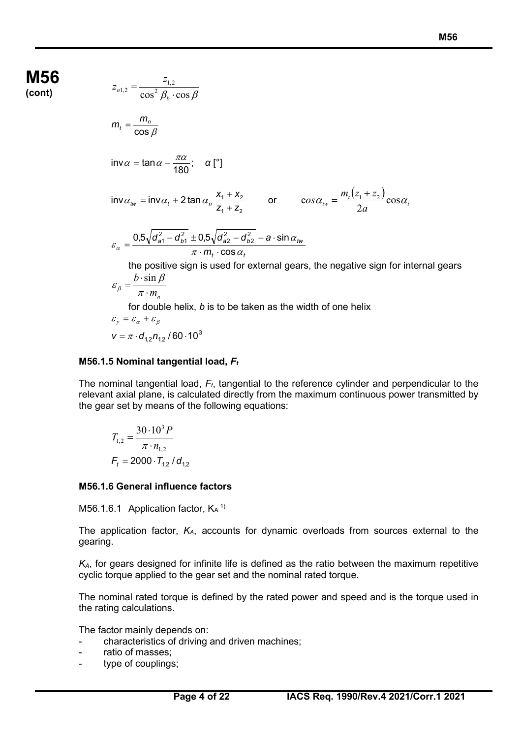**M56 (cont)**

$$z_{n1,2} = \frac{z_{1,2}}{\cos^2 \beta_b \cdot \cos \beta}$$

$$m_t = \frac{m_n}{\cos \beta}$$

$$\text{inv}\alpha = \tan \alpha - \frac{\pi \alpha}{180}; \quad \alpha\ [°]$$

$$\text{inv}\alpha_{tw} = \text{inv}\alpha_t + 2\tan \alpha_n \frac{x_1 + x_2}{z_1 + z_2} \qquad \text{or} \qquad \cos \alpha_{tw} = \frac{m_t(z_1 + z_2)}{2a}\cos \alpha_t$$

$$\varepsilon_\alpha = \frac{0{,}5\sqrt{d_{a1}^2 - d_{b1}^2} \pm 0{,}5\sqrt{d_{a2}^2 - d_{b2}^2} - a \cdot \sin \alpha_{tw}}{\pi \cdot m_t \cdot \cos \alpha_t}$$

the positive sign is used for external gears, the negative sign for internal gears

$$\varepsilon_\beta = \frac{b \cdot \sin \beta}{\pi \cdot m_n}$$

for double helix, $b$ is to be taken as the width of one helix

$$\varepsilon_\gamma = \varepsilon_\alpha + \varepsilon_\beta$$

$$v = \pi \cdot d_{1,2} n_{1,2} / 60 \cdot 10^3$$

### M56.1.5 Nominal tangential load, $F_t$

The nominal tangential load, $F_t$, tangential to the reference cylinder and perpendicular to the relevant axial plane, is calculated directly from the maximum continuous power transmitted by the gear set by means of the following equations:

$$T_{1,2} = \frac{30 \cdot 10^3 P}{\pi \cdot n_{1,2}}$$

$$F_t = 2000 \cdot T_{1,2} / d_{1,2}$$

### M56.1.6 General influence factors

M56.1.6.1 Application factor, $K_A$ [1)]

The application factor, $K_A$, accounts for dynamic overloads from sources external to the gearing.

$K_A$, for gears designed for infinite life is defined as the ratio between the maximum repetitive cyclic torque applied to the gear set and the nominal rated torque.

The nominal rated torque is defined by the rated power and speed and is the torque used in the rating calculations.

The factor mainly depends on:

- characteristics of driving and driven machines;
- ratio of masses;
- type of couplings;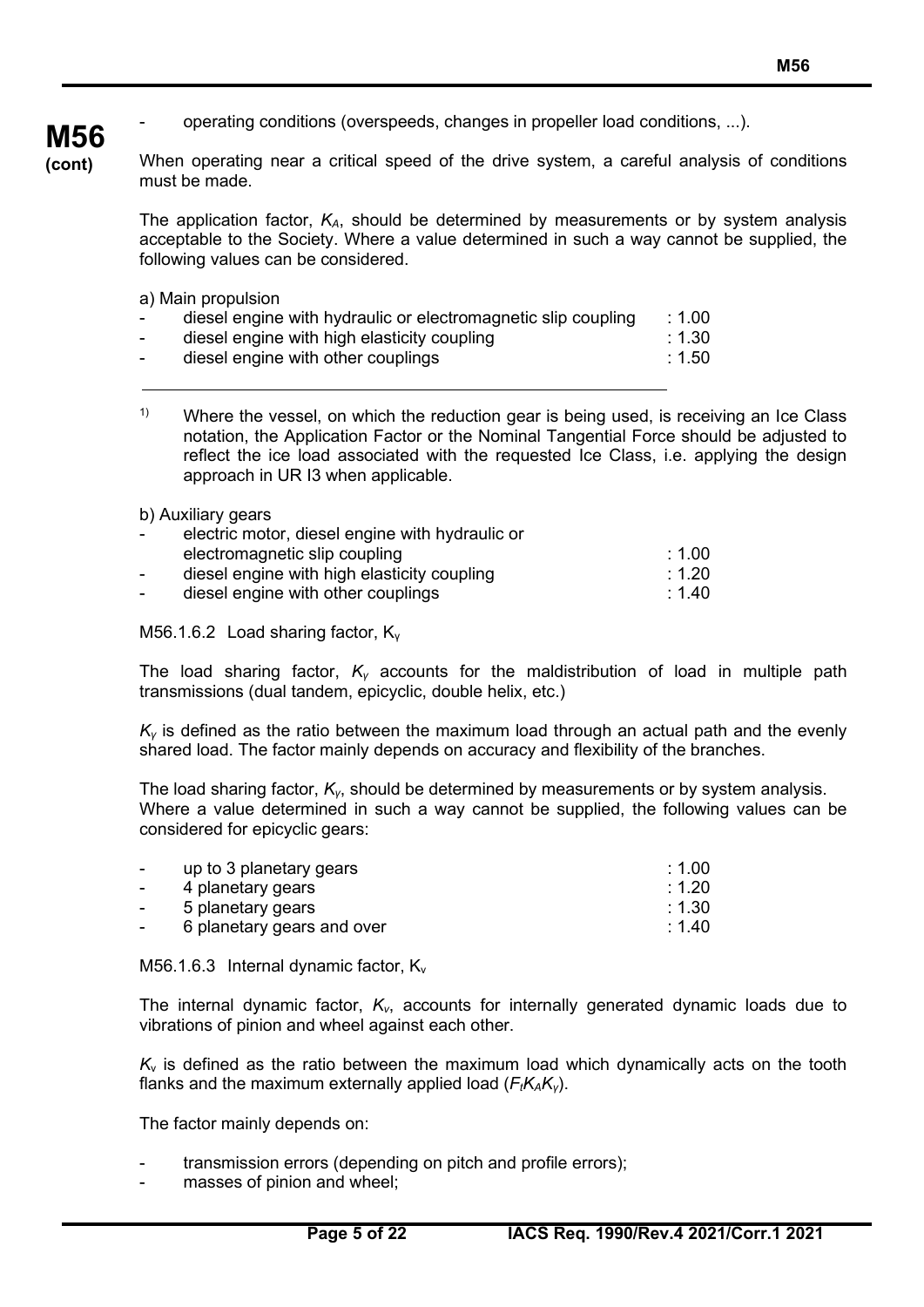- operating conditions (overspeeds, changes in propeller load conditions, ...).

When operating near a critical speed of the drive system, a careful analysis of conditions must be made.

The application factor, $K_A$, should be determined by measurements or by system analysis acceptable to the Society. Where a value determined in such a way cannot be supplied, the following values can be considered.

a) Main propulsion

| | |
|---|---|
| - diesel engine with hydraulic or electromagnetic slip coupling | : 1.00 |
| - diesel engine with high elasticity coupling | : 1.30 |
| - diesel engine with other couplings | : 1.50 |

---

[1] Where the vessel, on which the reduction gear is being used, is receiving an Ice Class notation, the Application Factor or the Nominal Tangential Force should be adjusted to reflect the ice load associated with the requested Ice Class, i.e. applying the design approach in UR I3 when applicable.

b) Auxiliary gears

| | |
|---|---|
| - electric motor, diesel engine with hydraulic or electromagnetic slip coupling | : 1.00 |
| - diesel engine with high elasticity coupling | : 1.20 |
| - diesel engine with other couplings | : 1.40 |

M56.1.6.2 Load sharing factor, $K_\gamma$

The load sharing factor, $K_\gamma$ accounts for the maldistribution of load in multiple path transmissions (dual tandem, epicyclic, double helix, etc.)

$K_\gamma$ is defined as the ratio between the maximum load through an actual path and the evenly shared load. The factor mainly depends on accuracy and flexibility of the branches.

The load sharing factor, $K_\gamma$, should be determined by measurements or by system analysis. Where a value determined in such a way cannot be supplied, the following values can be considered for epicyclic gears:

| | |
|---|---|
| - up to 3 planetary gears | : 1.00 |
| - 4 planetary gears | : 1.20 |
| - 5 planetary gears | : 1.30 |
| - 6 planetary gears and over | : 1.40 |

M56.1.6.3 Internal dynamic factor, $K_v$

The internal dynamic factor, $K_v$, accounts for internally generated dynamic loads due to vibrations of pinion and wheel against each other.

$K_v$ is defined as the ratio between the maximum load which dynamically acts on the tooth flanks and the maximum externally applied load ($F_t K_A K_\gamma$).

The factor mainly depends on:

- transmission errors (depending on pitch and profile errors);
- masses of pinion and wheel;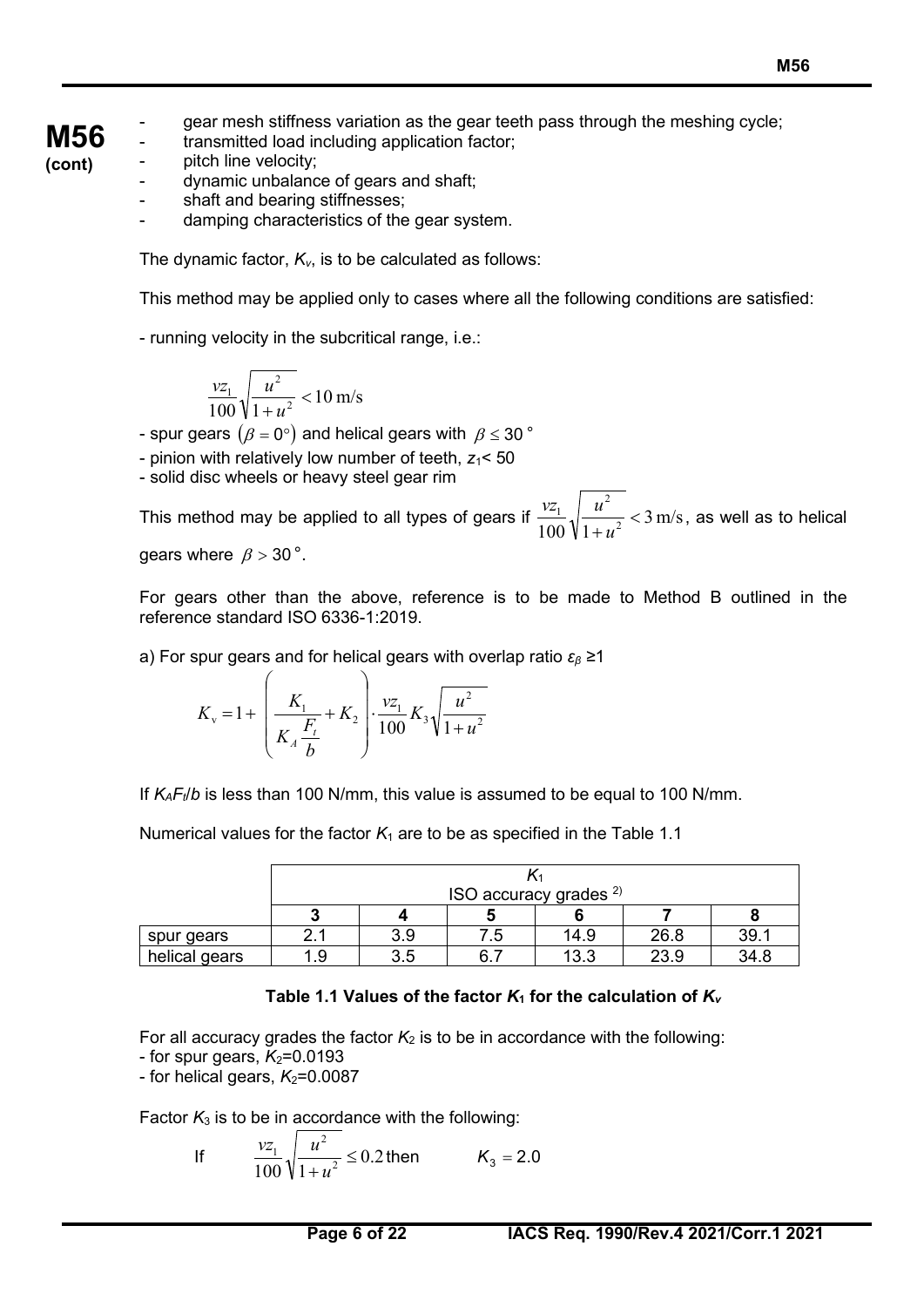**M56 (cont)**

- gear mesh stiffness variation as the gear teeth pass through the meshing cycle;
- transmitted load including application factor;
- pitch line velocity;
- dynamic unbalance of gears and shaft;
- shaft and bearing stiffnesses;
- damping characteristics of the gear system.

The dynamic factor, $K_v$, is to be calculated as follows:

This method may be applied only to cases where all the following conditions are satisfied:

- running velocity in the subcritical range, i.e.:

$$\frac{vz_1}{100}\sqrt{\frac{u^2}{1+u^2}} < 10 \text{ m/s}$$

- spur gears $(\beta = 0°)$ and helical gears with $\beta \leq 30°$
- pinion with relatively low number of teeth, $z_1 < 50$
- solid disc wheels or heavy steel gear rim

This method may be applied to all types of gears if $\frac{vz_1}{100}\sqrt{\frac{u^2}{1+u^2}} < 3 \text{ m/s}$, as well as to helical gears where $\beta > 30°$.

For gears other than the above, reference is to be made to Method B outlined in the reference standard ISO 6336-1:2019.

a) For spur gears and for helical gears with overlap ratio $\varepsilon_\beta \geq 1$

$$K_v = 1 + \left(\frac{K_1}{K_A \frac{F_t}{b}} + K_2\right) \cdot \frac{vz_1}{100} K_3 \sqrt{\frac{u^2}{1+u^2}}$$

If $K_A F_t / b$ is less than 100 N/mm, this value is assumed to be equal to 100 N/mm.

Numerical values for the factor $K_1$ are to be as specified in the Table 1.1

| | $K_1$ | | | | | |
|---|---|---|---|---|---|---|
| | ISO accuracy grades [2)] | | | | | |
| | 3 | 4 | 5 | 6 | 7 | 8 |
| spur gears | 2.1 | 3.9 | 7.5 | 14.9 | 26.8 | 39.1 |
| helical gears | 1.9 | 3.5 | 6.7 | 13.3 | 23.9 | 34.8 |

**Table 1.1 Values of the factor $K_1$ for the calculation of $K_v$**

For all accuracy grades the factor $K_2$ is to be in accordance with the following:
- for spur gears, $K_2$=0.0193
- for helical gears, $K_2$=0.0087

Factor $K_3$ is to be in accordance with the following:

If $\frac{vz_1}{100}\sqrt{\frac{u^2}{1+u^2}} \leq 0.2$ then $K_3 = 2.0$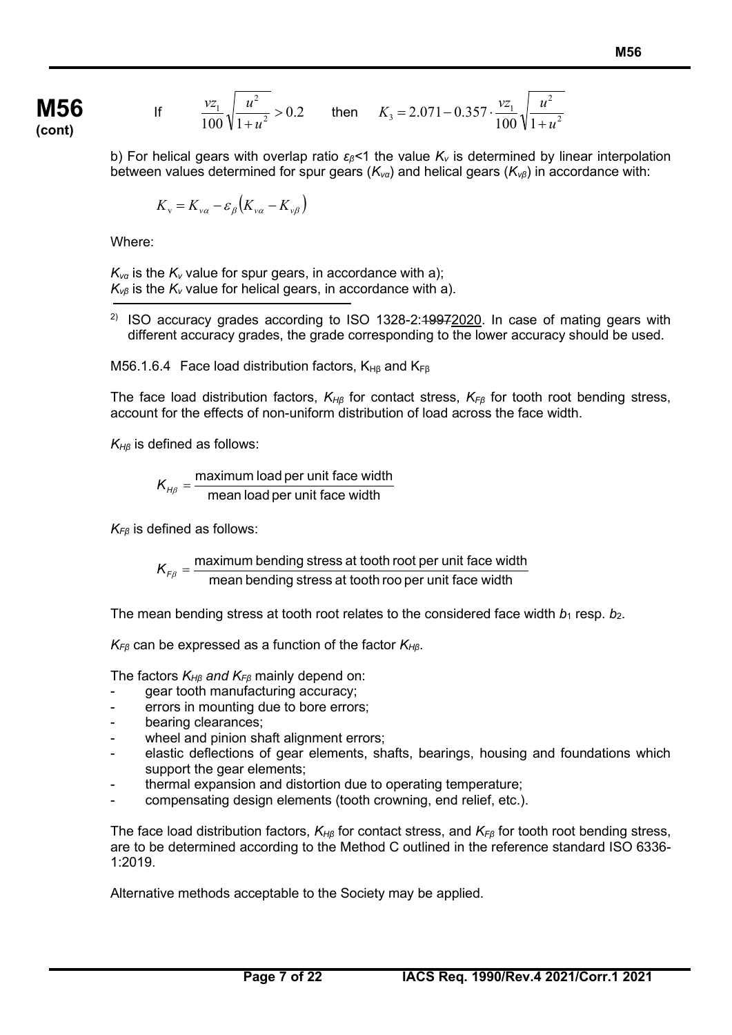**M56 (cont)**

If $\frac{vz_1}{100}\sqrt{\frac{u^2}{1+u^2}} > 0.2$ then $K_3 = 2.071 - 0.357 \cdot \frac{vz_1}{100}\sqrt{\frac{u^2}{1+u^2}}$

b) For helical gears with overlap ratio $\varepsilon_\beta$<1 the value $K_v$ is determined by linear interpolation between values determined for spur gears ($K_{v\alpha}$) and helical gears ($K_{v\beta}$) in accordance with:

$$K_v = K_{v\alpha} - \varepsilon_\beta \left(K_{v\alpha} - K_{v\beta}\right)$$

Where:

$K_{v\alpha}$ is the $K_v$ value for spur gears, in accordance with a);
$K_{v\beta}$ is the $K_v$ value for helical gears, in accordance with a).

---

[2] ISO accuracy grades according to ISO 1328-2:~~1997~~2020. In case of mating gears with different accuracy grades, the grade corresponding to the lower accuracy should be used.

M56.1.6.4 Face load distribution factors, $K_{H\beta}$ and $K_{F\beta}$

The face load distribution factors, $K_{H\beta}$ for contact stress, $K_{F\beta}$ for tooth root bending stress, account for the effects of non-uniform distribution of load across the face width.

$K_{H\beta}$ is defined as follows:

$$K_{H\beta} = \frac{\text{maximum load per unit face width}}{\text{mean load per unit face width}}$$

$K_{F\beta}$ is defined as follows:

$$K_{F\beta} = \frac{\text{maximum bending stress at tooth root per unit face width}}{\text{mean bending stress at tooth roo per unit face width}}$$

The mean bending stress at tooth root relates to the considered face width $b_1$ resp. $b_2$.

$K_{F\beta}$ can be expressed as a function of the factor $K_{H\beta}$.

The factors $K_{H\beta}$ *and* $K_{F\beta}$ mainly depend on:

- gear tooth manufacturing accuracy;
- errors in mounting due to bore errors;
- bearing clearances;
- wheel and pinion shaft alignment errors;
- elastic deflections of gear elements, shafts, bearings, housing and foundations which support the gear elements;
- thermal expansion and distortion due to operating temperature;
- compensating design elements (tooth crowning, end relief, etc.).

The face load distribution factors, $K_{H\beta}$ for contact stress, and $K_{F\beta}$ for tooth root bending stress, are to be determined according to the Method C outlined in the reference standard ISO 6336-1:2019.

Alternative methods acceptable to the Society may be applied.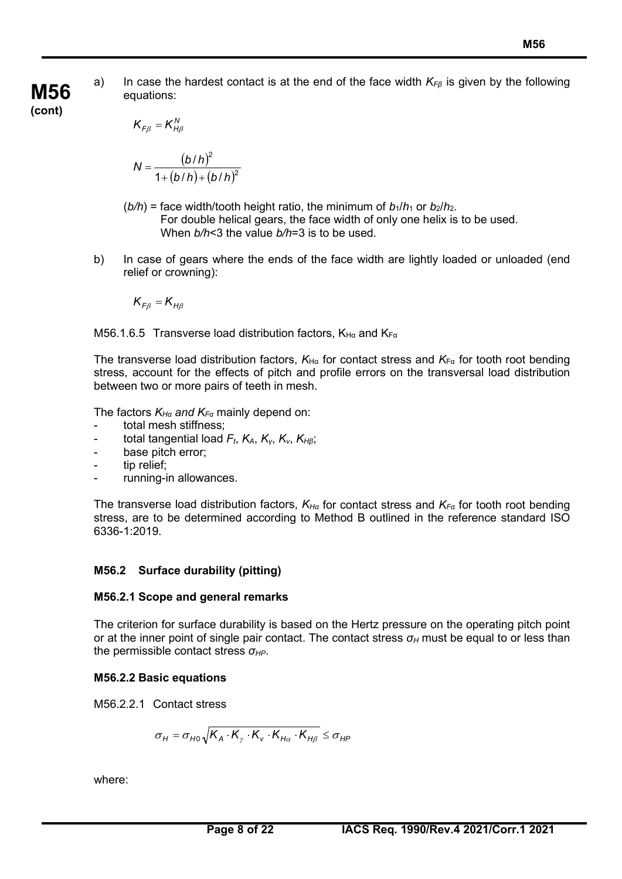**M56 (cont)**

a) In case the hardest contact is at the end of the face width $K_{F\beta}$ is given by the following equations:

$$K_{F\beta} = K_{H\beta}^{N}$$

$$N = \frac{(b/h)^2}{1+(b/h)+(b/h)^2}$$

$(b/h)$ = face width/tooth height ratio, the minimum of $b_1/h_1$ or $b_2/h_2$.
For double helical gears, the face width of only one helix is to be used.
When $b/h$<3 the value $b/h$=3 is to be used.

b) In case of gears where the ends of the face width are lightly loaded or unloaded (end relief or crowning):

$$K_{F\beta} = K_{H\beta}$$

M56.1.6.5 Transverse load distribution factors, $K_{H\alpha}$ and $K_{F\alpha}$

The transverse load distribution factors, $K_{H\alpha}$ for contact stress and $K_{F\alpha}$ for tooth root bending stress, account for the effects of pitch and profile errors on the transversal load distribution between two or more pairs of teeth in mesh.

The factors $K_{H\alpha}$ *and* $K_{F\alpha}$ mainly depend on:

- total mesh stiffness;
- total tangential load $F_t$, $K_A$, $K_\gamma$, $K_v$, $K_{H\beta}$;
- base pitch error;
- tip relief;
- running-in allowances.

The transverse load distribution factors, $K_{H\alpha}$ for contact stress and $K_{F\alpha}$ for tooth root bending stress, are to be determined according to Method B outlined in the reference standard ISO 6336-1:2019.

## M56.2 Surface durability (pitting)

### M56.2.1 Scope and general remarks

The criterion for surface durability is based on the Hertz pressure on the operating pitch point or at the inner point of single pair contact. The contact stress $\sigma_H$ must be equal to or less than the permissible contact stress $\sigma_{HP}$.

### M56.2.2 Basic equations

M56.2.2.1 Contact stress

$$\sigma_H = \sigma_{H0}\sqrt{K_A \cdot K_\gamma \cdot K_v \cdot K_{H\alpha} \cdot K_{H\beta}} \leq \sigma_{HP}$$

where: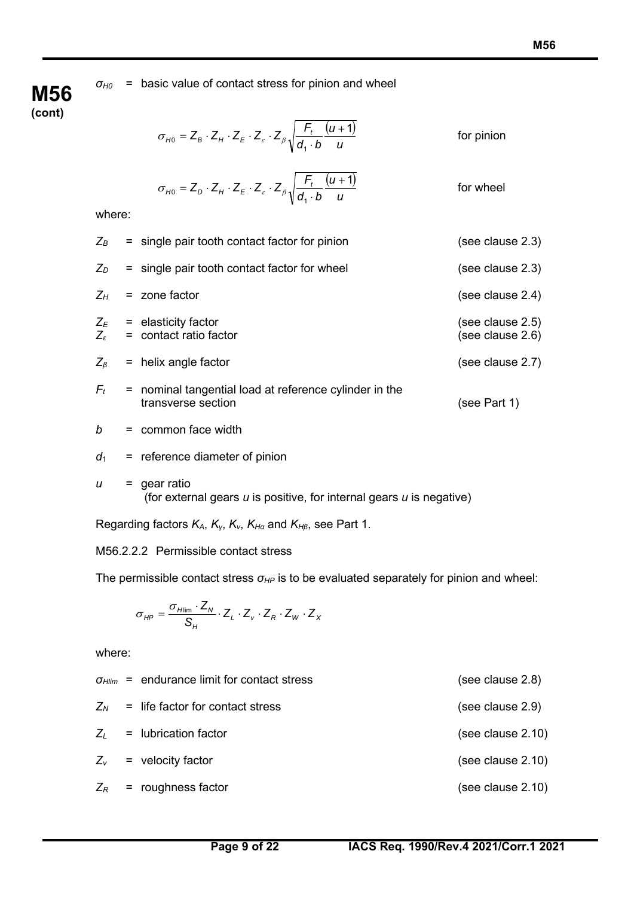**M56 (cont)**

$\sigma_{H0}$ = basic value of contact stress for pinion and wheel

$$\sigma_{H0} = Z_B \cdot Z_H \cdot Z_E \cdot Z_\varepsilon \cdot Z_\beta \sqrt{\frac{F_t}{d_1 \cdot b} \frac{(u+1)}{u}} \qquad \text{for pinion}$$

$$\sigma_{H0} = Z_D \cdot Z_H \cdot Z_E \cdot Z_\varepsilon \cdot Z_\beta \sqrt{\frac{F_t}{d_1 \cdot b} \frac{(u+1)}{u}} \qquad \text{for wheel}$$

where:

| | | |
|---|---|---|
| $Z_B$ | = single pair tooth contact factor for pinion | (see clause 2.3) |
| $Z_D$ | = single pair tooth contact factor for wheel | (see clause 2.3) |
| $Z_H$ | = zone factor | (see clause 2.4) |
| $Z_E$ | = elasticity factor | (see clause 2.5) |
| $Z_\varepsilon$ | = contact ratio factor | (see clause 2.6) |
| $Z_\beta$ | = helix angle factor | (see clause 2.7) |
| $F_t$ | = nominal tangential load at reference cylinder in the transverse section | (see Part 1) |
| $b$ | = common face width | |
| $d_1$ | = reference diameter of pinion | |
| $u$ | = gear ratio (for external gears $u$ is positive, for internal gears $u$ is negative) | |

Regarding factors $K_A$, $K_\gamma$, $K_v$, $K_{H\alpha}$ and $K_{H\beta}$, see Part 1.

M56.2.2.2 Permissible contact stress

The permissible contact stress $\sigma_{HP}$ is to be evaluated separately for pinion and wheel:

$$\sigma_{HP} = \frac{\sigma_{H\lim} \cdot Z_N}{S_H} \cdot Z_L \cdot Z_v \cdot Z_R \cdot Z_W \cdot Z_X$$

where:

| | | |
|---|---|---|
| $\sigma_{Hlim}$ | = endurance limit for contact stress | (see clause 2.8) |
| $Z_N$ | = life factor for contact stress | (see clause 2.9) |
| $Z_L$ | = lubrication factor | (see clause 2.10) |
| $Z_v$ | = velocity factor | (see clause 2.10) |
| $Z_R$ | = roughness factor | (see clause 2.10) |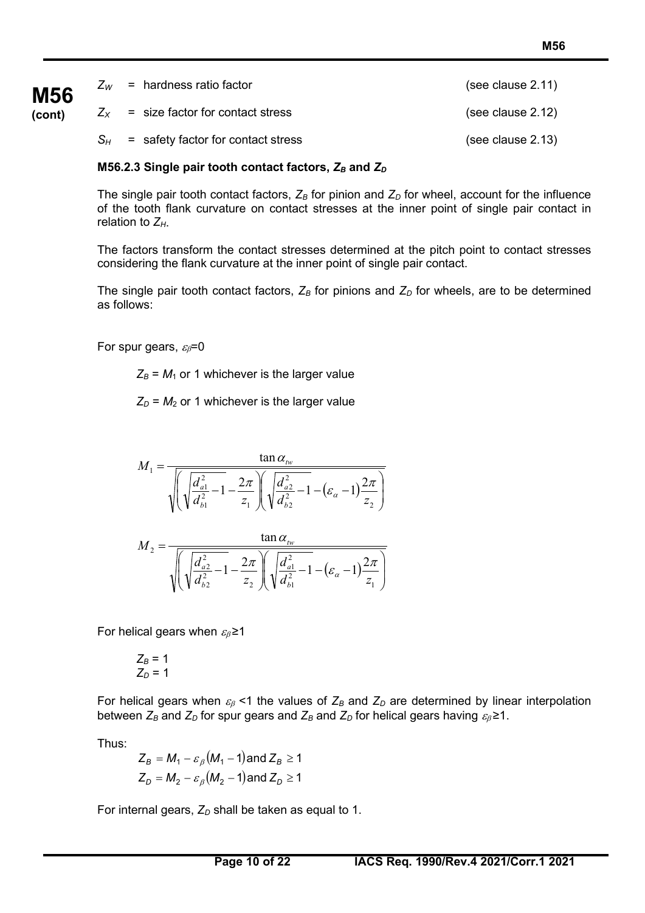**M56 (cont)**

$Z_W$ = hardness ratio factor (see clause 2.11)

$Z_X$ = size factor for contact stress (see clause 2.12)

$S_H$ = safety factor for contact stress (see clause 2.13)

#### M56.2.3 Single pair tooth contact factors, $Z_B$ and $Z_D$

The single pair tooth contact factors, $Z_B$ for pinion and $Z_D$ for wheel, account for the influence of the tooth flank curvature on contact stresses at the inner point of single pair contact in relation to $Z_H$.

The factors transform the contact stresses determined at the pitch point to contact stresses considering the flank curvature at the inner point of single pair contact.

The single pair tooth contact factors, $Z_B$ for pinions and $Z_D$ for wheels, are to be determined as follows:

For spur gears, $\varepsilon_\beta$=0

$Z_B = M_1$ or 1 whichever is the larger value

$Z_D = M_2$ or 1 whichever is the larger value

$$M_1 = \frac{\tan \alpha_{tw}}{\sqrt{\left(\sqrt{\frac{d_{a1}^2}{d_{b1}^2} - 1} - \frac{2\pi}{z_1}\right)\left(\sqrt{\frac{d_{a2}^2}{d_{b2}^2} - 1} - (\varepsilon_\alpha - 1)\frac{2\pi}{z_2}\right)}}$$

$$M_2 = \frac{\tan \alpha_{tw}}{\sqrt{\left(\sqrt{\frac{d_{a2}^2}{d_{b2}^2} - 1} - \frac{2\pi}{z_2}\right)\left(\sqrt{\frac{d_{a1}^2}{d_{b1}^2} - 1} - (\varepsilon_\alpha - 1)\frac{2\pi}{z_1}\right)}}$$

For helical gears when $\varepsilon_\beta \geq 1$

$Z_B = 1$
$Z_D = 1$

For helical gears when $\varepsilon_\beta < 1$ the values of $Z_B$ and $Z_D$ are determined by linear interpolation between $Z_B$ and $Z_D$ for spur gears and $Z_B$ and $Z_D$ for helical gears having $\varepsilon_\beta \geq 1$.

Thus:

$$Z_B = M_1 - \varepsilon_\beta (M_1 - 1) \text{ and } Z_B \geq 1$$

$$Z_D = M_2 - \varepsilon_\beta (M_2 - 1) \text{ and } Z_D \geq 1$$

For internal gears, $Z_D$ shall be taken as equal to 1.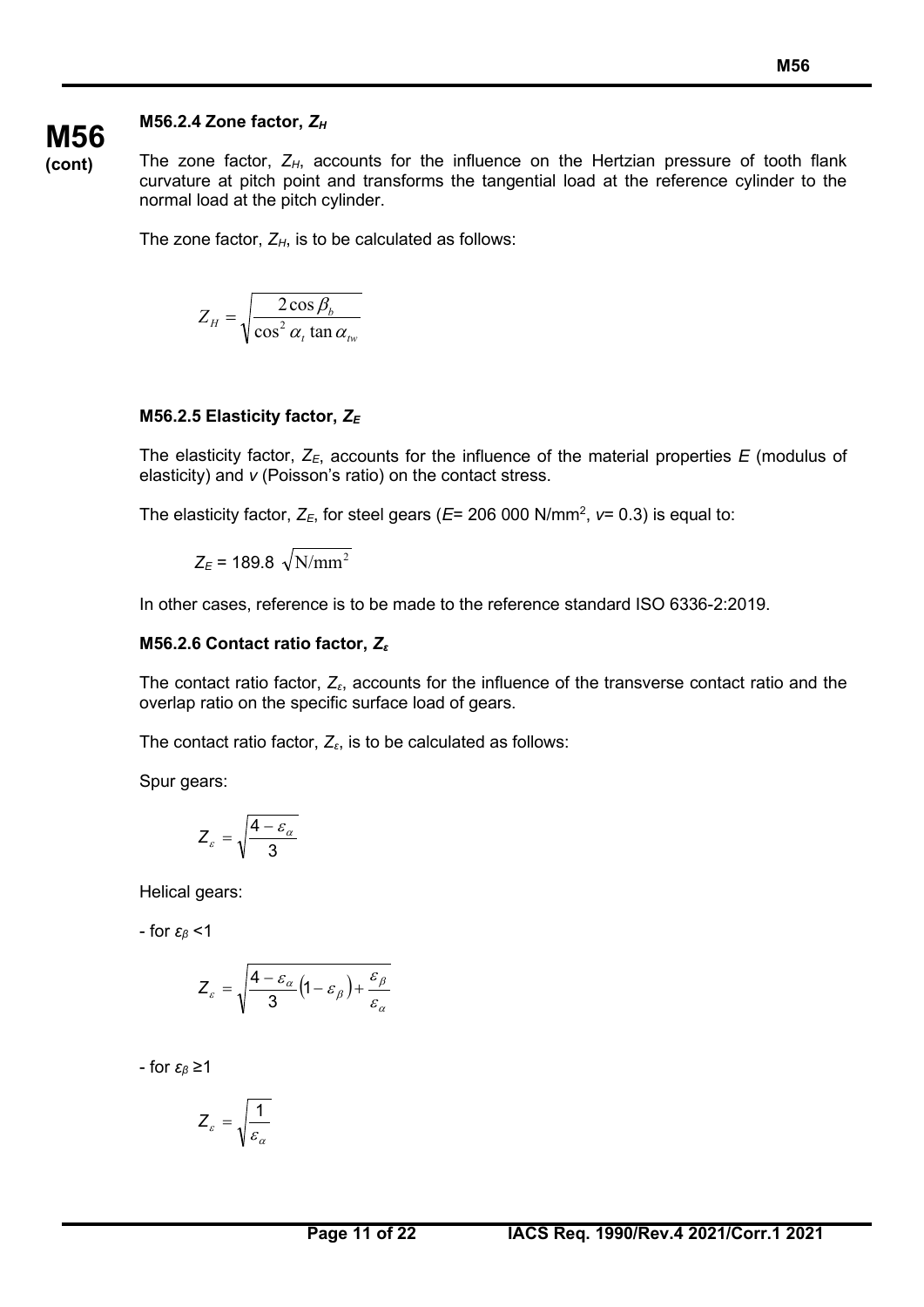### M56.2.4 Zone factor, $Z_H$

The zone factor, $Z_H$, accounts for the influence on the Hertzian pressure of tooth flank curvature at pitch point and transforms the tangential load at the reference cylinder to the normal load at the pitch cylinder.

The zone factor, $Z_H$, is to be calculated as follows:

$$Z_H = \sqrt{\frac{2\cos\beta_b}{\cos^2\alpha_t \tan\alpha_{tw}}}$$

### M56.2.5 Elasticity factor, $Z_E$

The elasticity factor, $Z_E$, accounts for the influence of the material properties $E$ (modulus of elasticity) and $v$ (Poisson's ratio) on the contact stress.

The elasticity factor, $Z_E$, for steel gears ($E$= 206 000 N/mm$^2$, $v$= 0.3) is equal to:

$Z_E$ = 189.8 $\sqrt{\text{N/mm}^2}$

In other cases, reference is to be made to the reference standard ISO 6336-2:2019.

### M56.2.6 Contact ratio factor, $Z_\varepsilon$

The contact ratio factor, $Z_\varepsilon$, accounts for the influence of the transverse contact ratio and the overlap ratio on the specific surface load of gears.

The contact ratio factor, $Z_\varepsilon$, is to be calculated as follows:

Spur gears:

$$Z_\varepsilon = \sqrt{\frac{4-\varepsilon_\alpha}{3}}$$

Helical gears:

- for $\varepsilon_\beta$ <1

$$Z_\varepsilon = \sqrt{\frac{4-\varepsilon_\alpha}{3}\left(1-\varepsilon_\beta\right)+\frac{\varepsilon_\beta}{\varepsilon_\alpha}}$$

- for $\varepsilon_\beta$ ≥1

$$Z_\varepsilon = \sqrt{\frac{1}{\varepsilon_\alpha}}$$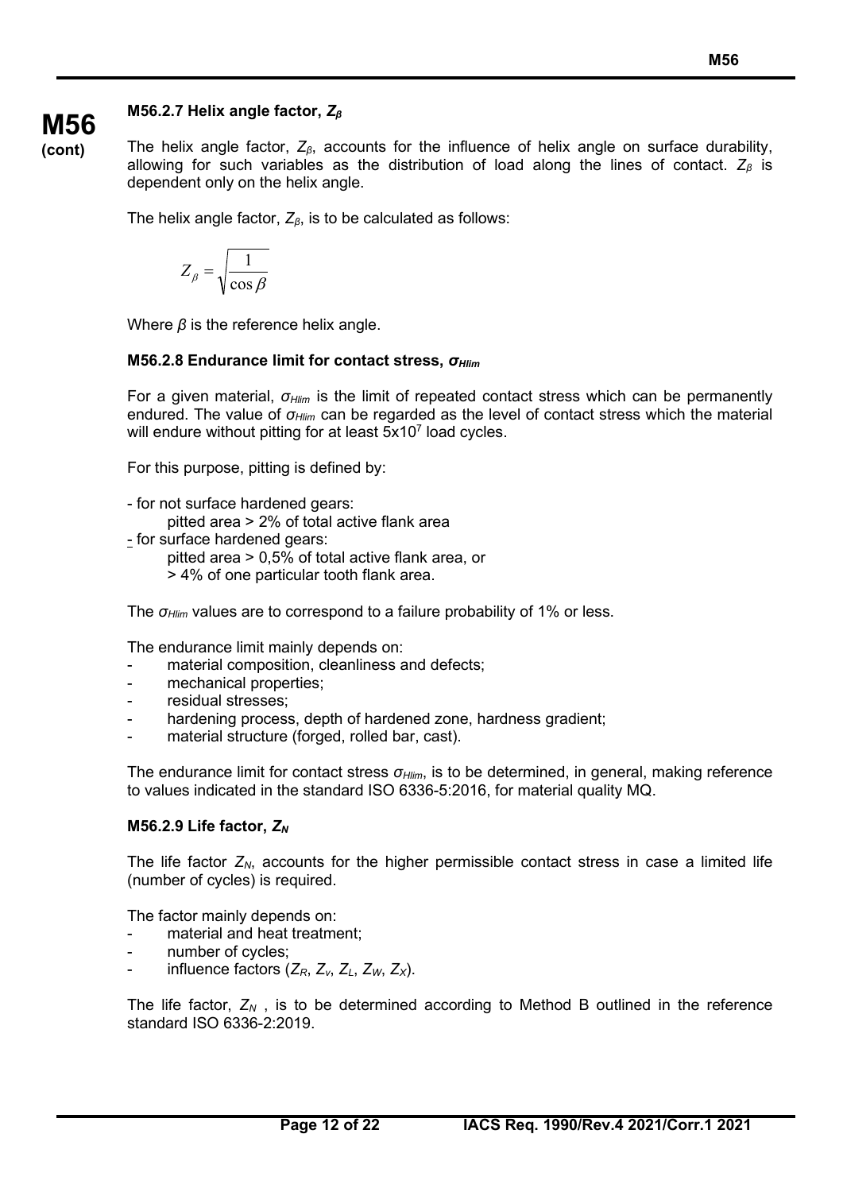### M56.2.7 Helix angle factor, $Z_\beta$

The helix angle factor, $Z_\beta$, accounts for the influence of helix angle on surface durability, allowing for such variables as the distribution of load along the lines of contact. $Z_\beta$ is dependent only on the helix angle.

The helix angle factor, $Z_\beta$, is to be calculated as follows:

$$Z_\beta = \sqrt{\frac{1}{\cos\beta}}$$

Where $\beta$ is the reference helix angle.

### M56.2.8 Endurance limit for contact stress, $\sigma_{Hlim}$

For a given material, $\sigma_{Hlim}$ is the limit of repeated contact stress which can be permanently endured. The value of $\sigma_{Hlim}$ can be regarded as the level of contact stress which the material will endure without pitting for at least $5x10^7$ load cycles.

For this purpose, pitting is defined by:

- for not surface hardened gears:
  - pitted area > 2% of total active flank area
- for surface hardened gears:
  - pitted area > 0,5% of total active flank area, or
  - > 4% of one particular tooth flank area.

The $\sigma_{Hlim}$ values are to correspond to a failure probability of 1% or less.

The endurance limit mainly depends on:

- material composition, cleanliness and defects;
- mechanical properties;
- residual stresses;
- hardening process, depth of hardened zone, hardness gradient;
- material structure (forged, rolled bar, cast).

The endurance limit for contact stress $\sigma_{Hlim}$, is to be determined, in general, making reference to values indicated in the standard ISO 6336-5:2016, for material quality MQ.

### M56.2.9 Life factor, $Z_N$

The life factor $Z_N$, accounts for the higher permissible contact stress in case a limited life (number of cycles) is required.

The factor mainly depends on:

- material and heat treatment;
- number of cycles;
- influence factors ($Z_R$, $Z_v$, $Z_L$, $Z_W$, $Z_X$).

The life factor, $Z_N$ , is to be determined according to Method B outlined in the reference standard ISO 6336-2:2019.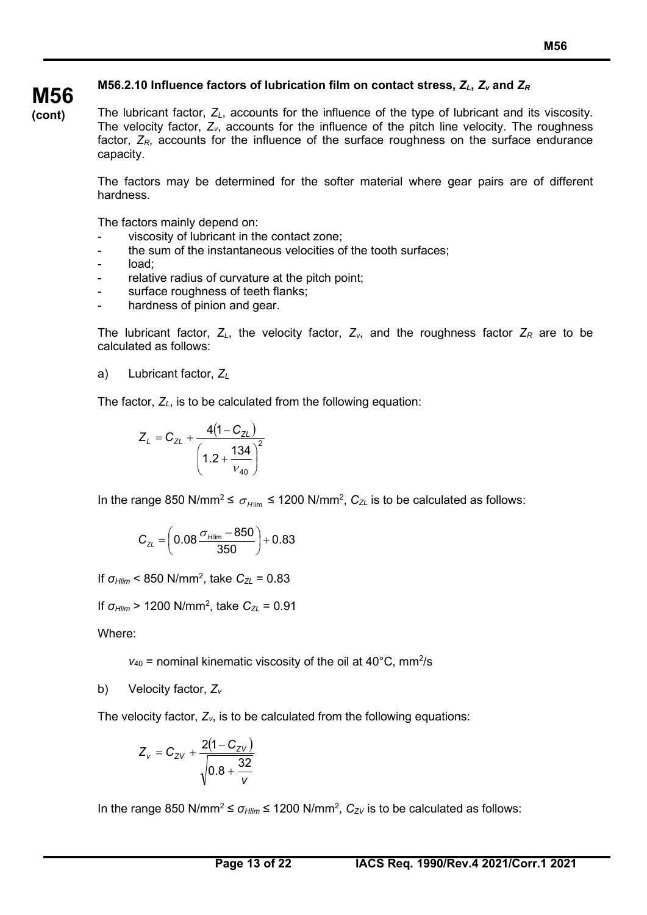**M56.2.10 Influence factors of lubrication film on contact stress, $Z_L$, $Z_v$ and $Z_R$**

The lubricant factor, $Z_L$, accounts for the influence of the type of lubricant and its viscosity. The velocity factor, $Z_v$, accounts for the influence of the pitch line velocity. The roughness factor, $Z_R$, accounts for the influence of the surface roughness on the surface endurance capacity.

The factors may be determined for the softer material where gear pairs are of different hardness.

The factors mainly depend on:

- viscosity of lubricant in the contact zone;
- the sum of the instantaneous velocities of the tooth surfaces;
- load;
- relative radius of curvature at the pitch point;
- surface roughness of teeth flanks;
- hardness of pinion and gear.

The lubricant factor, $Z_L$, the velocity factor, $Z_v$, and the roughness factor $Z_R$ are to be calculated as follows:

a) Lubricant factor, $Z_L$

The factor, $Z_L$, is to be calculated from the following equation:

$$Z_L = C_{ZL} + \frac{4(1 - C_{ZL})}{\left(1.2 + \dfrac{134}{v_{40}}\right)^2}$$

In the range 850 N/mm$^2$ ≤ $\sigma_{H\lim}$ ≤ 1200 N/mm$^2$, $C_{ZL}$ is to be calculated as follows:

$$C_{ZL} = \left(0.08\frac{\sigma_{H\lim} - 850}{350}\right) + 0.83$$

If $\sigma_{Hlim}$ < 850 N/mm$^2$, take $C_{ZL}$ = 0.83

If $\sigma_{Hlim}$ > 1200 N/mm$^2$, take $C_{ZL}$ = 0.91

Where:

$v_{40}$ = nominal kinematic viscosity of the oil at 40°C, mm$^2$/s

b) Velocity factor, $Z_v$

The velocity factor, $Z_v$, is to be calculated from the following equations:

$$Z_v = C_{ZV} + \frac{2(1 - C_{ZV})}{\sqrt{0.8 + \dfrac{32}{v}}}$$

In the range 850 N/mm$^2$ ≤ $\sigma_{Hlim}$ ≤ 1200 N/mm$^2$, $C_{ZV}$ is to be calculated as follows: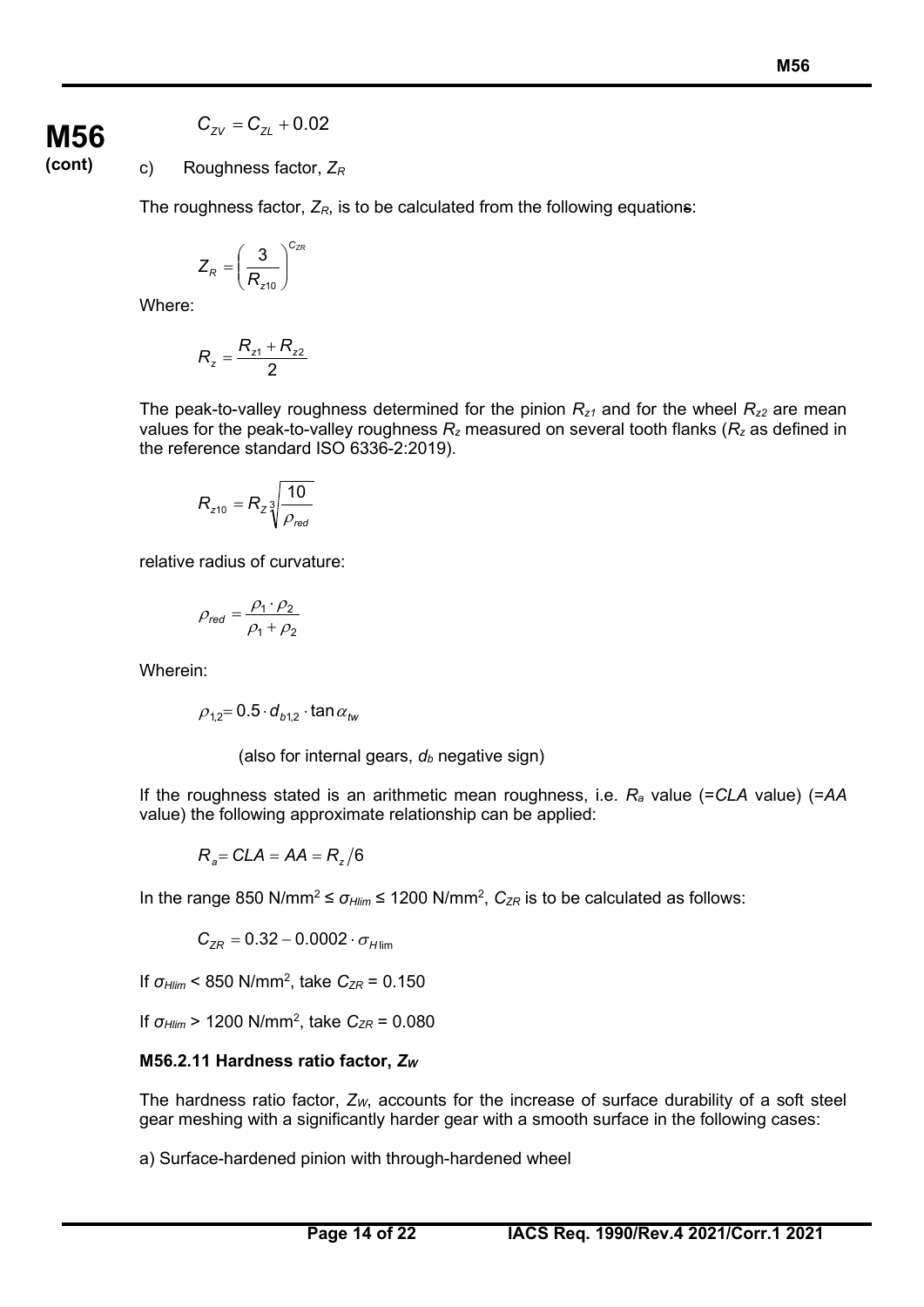$$C_{ZV} = C_{ZL} + 0.02$$

c) Roughness factor, $Z_R$

The roughness factor, $Z_R$, is to be calculated from the following equations:

$$Z_R = \left( \frac{3}{R_{z10}} \right)^{C_{ZR}}$$

Where:

$$R_z = \frac{R_{z1} + R_{z2}}{2}$$

The peak-to-valley roughness determined for the pinion $R_{z1}$ and for the wheel $R_{z2}$ are mean values for the peak-to-valley roughness $R_z$ measured on several tooth flanks ($R_z$ as defined in the reference standard ISO 6336-2:2019).

$$R_{z10} = R_z \sqrt[3]{\frac{10}{\rho_{red}}}$$

relative radius of curvature:

$$\rho_{red} = \frac{\rho_1 \cdot \rho_2}{\rho_1 + \rho_2}$$

Wherein:

$$\rho_{1,2} = 0.5 \cdot d_{b1,2} \cdot \tan \alpha_{tw}$$

(also for internal gears, $d_b$ negative sign)

If the roughness stated is an arithmetic mean roughness, i.e. $R_a$ value (=$CLA$ value) (=$AA$ value) the following approximate relationship can be applied:

$$R_a = CLA = AA = R_z / 6$$

In the range 850 N/mm$^2$ ≤ $\sigma_{Hlim}$ ≤ 1200 N/mm$^2$, $C_{ZR}$ is to be calculated as follows:

$$C_{ZR} = 0.32 - 0.0002 \cdot \sigma_{H\lim}$$

If $\sigma_{Hlim}$ < 850 N/mm$^2$, take $C_{ZR}$ = 0.150

If $\sigma_{Hlim}$ > 1200 N/mm$^2$, take $C_{ZR}$ = 0.080

### M56.2.11 Hardness ratio factor, $Z_W$

The hardness ratio factor, $Z_W$, accounts for the increase of surface durability of a soft steel gear meshing with a significantly harder gear with a smooth surface in the following cases:

a) Surface-hardened pinion with through-hardened wheel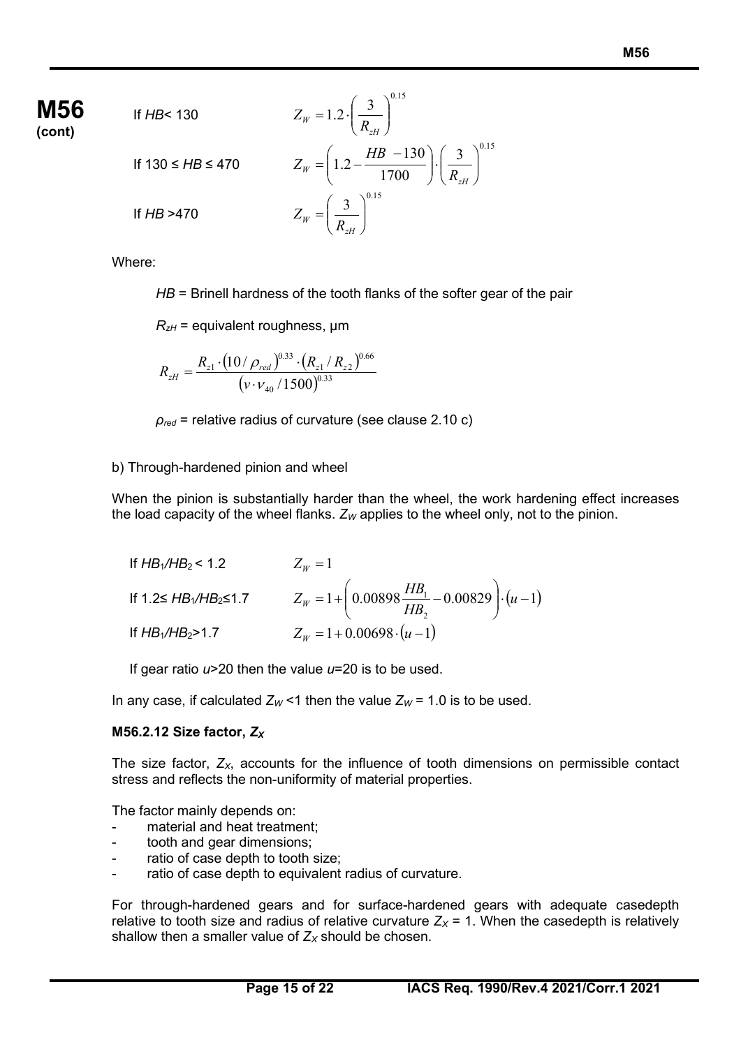If $HB$< 130 $\qquad Z_W = 1.2 \cdot \left( \frac{3}{R_{zH}} \right)^{0.15}$

If 130 ≤ $HB$ ≤ 470 $\qquad Z_W = \left( 1.2 - \frac{HB - 130}{1700} \right) \cdot \left( \frac{3}{R_{zH}} \right)^{0.15}$

If $HB$ >470 $\qquad Z_W = \left( \frac{3}{R_{zH}} \right)^{0.15}$

Where:

$HB$ = Brinell hardness of the tooth flanks of the softer gear of the pair

$R_{zH}$ = equivalent roughness, μm

$$R_{zH} = \frac{R_{z1} \cdot (10/\rho_{red})^{0.33} \cdot (R_{z1}/R_{z2})^{0.66}}{(v \cdot \nu_{40}/1500)^{0.33}}$$

$\rho_{red}$ = relative radius of curvature (see clause 2.10 c)

b) Through-hardened pinion and wheel

When the pinion is substantially harder than the wheel, the work hardening effect increases the load capacity of the wheel flanks. $Z_W$ applies to the wheel only, not to the pinion.

If $HB_1/HB_2$ < 1.2 $\qquad Z_W = 1$

If 1.2≤ $HB_1/HB_2$≤1.7 $\qquad Z_W = 1 + \left( 0.00898 \frac{HB_1}{HB_2} - 0.00829 \right) \cdot (u - 1)$

If $HB_1/HB_2$>1.7 $\qquad Z_W = 1 + 0.00698 \cdot (u - 1)$

If gear ratio $u$>20 then the value $u$=20 is to be used.

In any case, if calculated $Z_W$ <1 then the value $Z_W$ = 1.0 is to be used.

#### M56.2.12 Size factor, $Z_X$

The size factor, $Z_X$, accounts for the influence of tooth dimensions on permissible contact stress and reflects the non-uniformity of material properties.

The factor mainly depends on:

- material and heat treatment;
- tooth and gear dimensions;
- ratio of case depth to tooth size;
- ratio of case depth to equivalent radius of curvature.

For through-hardened gears and for surface-hardened gears with adequate casedepth relative to tooth size and radius of relative curvature $Z_X$ = 1. When the casedepth is relatively shallow then a smaller value of $Z_X$ should be chosen.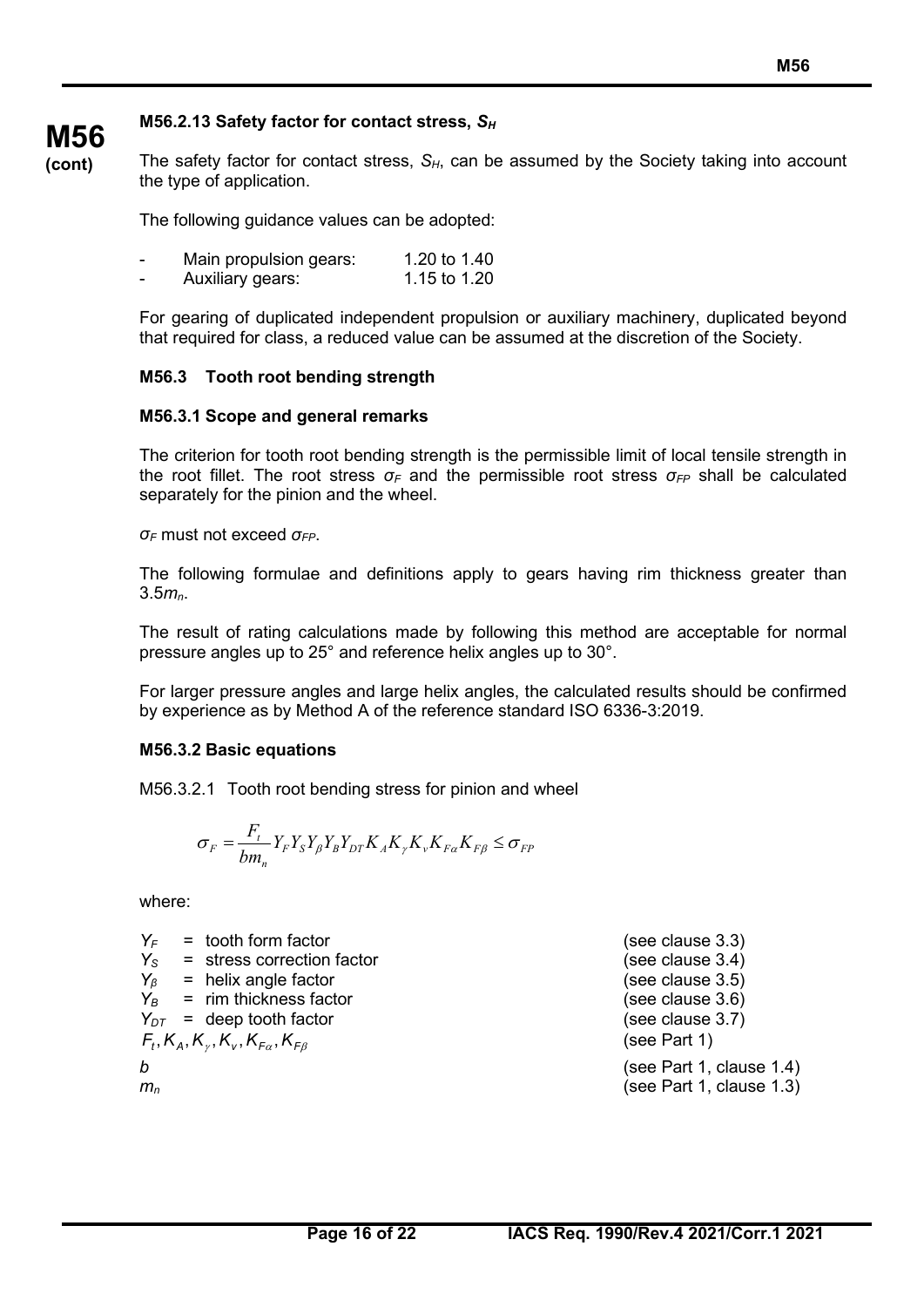#### M56.2.13 Safety factor for contact stress, $S_H$

The safety factor for contact stress, $S_H$, can be assumed by the Society taking into account the type of application.

The following guidance values can be adopted:

- Main propulsion gears: 1.20 to 1.40
- Auxiliary gears: 1.15 to 1.20

For gearing of duplicated independent propulsion or auxiliary machinery, duplicated beyond that required for class, a reduced value can be assumed at the discretion of the Society.

### M56.3 Tooth root bending strength

#### M56.3.1 Scope and general remarks

The criterion for tooth root bending strength is the permissible limit of local tensile strength in the root fillet. The root stress $\sigma_F$ and the permissible root stress $\sigma_{FP}$ shall be calculated separately for the pinion and the wheel.

$\sigma_F$ must not exceed $\sigma_{FP}$.

The following formulae and definitions apply to gears having rim thickness greater than $3.5m_n$.

The result of rating calculations made by following this method are acceptable for normal pressure angles up to 25° and reference helix angles up to 30°.

For larger pressure angles and large helix angles, the calculated results should be confirmed by experience as by Method A of the reference standard ISO 6336-3:2019.

#### M56.3.2 Basic equations

M56.3.2.1 Tooth root bending stress for pinion and wheel

$$\sigma_F = \frac{F_t}{bm_n} Y_F Y_S Y_\beta Y_B Y_{DT} K_A K_\gamma K_v K_{F\alpha} K_{F\beta} \leq \sigma_{FP}$$

where:

$Y_F$ = tooth form factor (see clause 3.3)
$Y_S$ = stress correction factor (see clause 3.4)
$Y_\beta$ = helix angle factor (see clause 3.5)
$Y_B$ = rim thickness factor (see clause 3.6)
$Y_{DT}$ = deep tooth factor (see clause 3.7)
$F_t, K_A, K_\gamma, K_v, K_{F\alpha}, K_{F\beta}$ (see Part 1)
$b$ (see Part 1, clause 1.4)
$m_n$ (see Part 1, clause 1.3)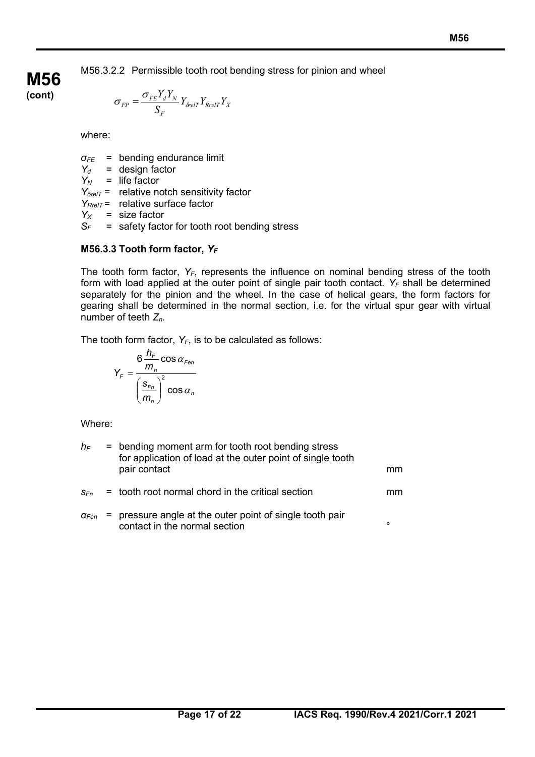M56.3.2.2 Permissible tooth root bending stress for pinion and wheel

$$\sigma_{FP} = \frac{\sigma_{FE} Y_d Y_N}{S_F} Y_{\delta relT} Y_{RrelT} Y_X$$

where:

- $\sigma_{FE}$ = bending endurance limit
- $Y_d$ = design factor
- $Y_N$ = life factor
- $Y_{\delta relT}$ = relative notch sensitivity factor
- $Y_{RrelT}$ = relative surface factor
- $Y_X$ = size factor
- $S_F$ = safety factor for tooth root bending stress

### M56.3.3 Tooth form factor, $Y_F$

The tooth form factor, $Y_F$, represents the influence on nominal bending stress of the tooth form with load applied at the outer point of single pair tooth contact. $Y_F$ shall be determined separately for the pinion and the wheel. In the case of helical gears, the form factors for gearing shall be determined in the normal section, i.e. for the virtual spur gear with virtual number of teeth $Z_n$.

The tooth form factor, $Y_F$, is to be calculated as follows:

$$Y_F = \frac{6 \frac{h_F}{m_n} \cos \alpha_{Fen}}{\left( \frac{s_{Fn}}{m_n} \right)^2 \cos \alpha_n}$$

Where:

| | | |
|---|---|---|
| $h_F$ | = bending moment arm for tooth root bending stress for application of load at the outer point of single tooth pair contact | mm |
| $s_{Fn}$ | = tooth root normal chord in the critical section | mm |
| $\alpha_{Fen}$ | = pressure angle at the outer point of single tooth pair contact in the normal section | ° |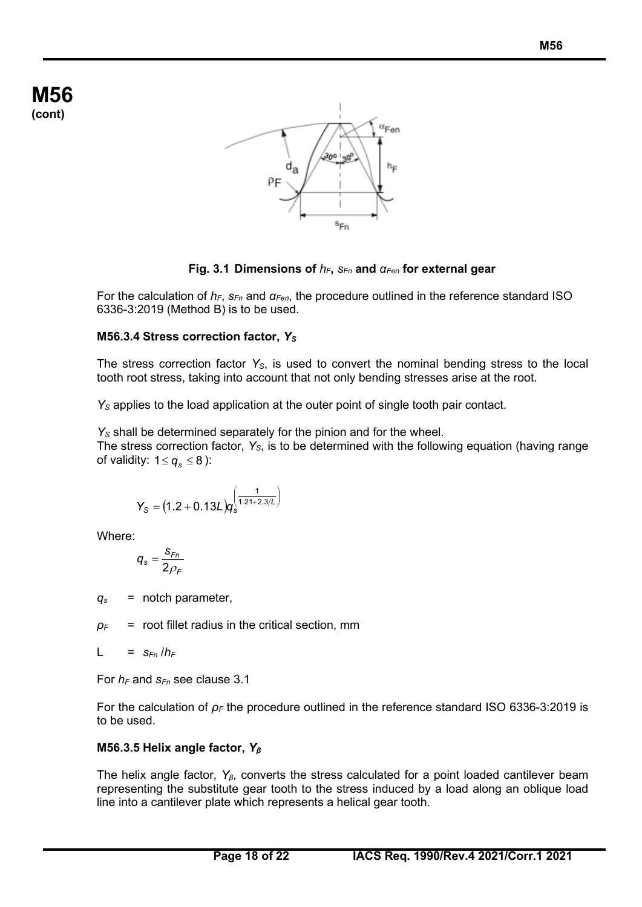**M56 (cont)**

Fig. 3.1 Dimensions of $h_F$, $s_{Fn}$ and $\alpha_{Fen}$ for external gear

For the calculation of $h_F$, $s_{Fn}$ and $\alpha_{Fen}$, the procedure outlined in the reference standard ISO 6336-3:2019 (Method B) is to be used.

### M56.3.4 Stress correction factor, $Y_S$

The stress correction factor $Y_S$, is used to convert the nominal bending stress to the local tooth root stress, taking into account that not only bending stresses arise at the root.

$Y_S$ applies to the load application at the outer point of single tooth pair contact.

$Y_S$ shall be determined separately for the pinion and for the wheel.
The stress correction factor, $Y_S$, is to be determined with the following equation (having range of validity: $1 \le q_s \le 8$):

$$Y_S = (1.2 + 0.13L)q_s^{\left(\frac{1}{1.21+2.3/L}\right)}$$

Where:

$$q_s = \frac{s_{Fn}}{2\rho_F}$$

$q_s$ = notch parameter,

$\rho_F$ = root fillet radius in the critical section, mm

L = $s_{Fn}/h_F$

For $h_F$ and $s_{Fn}$ see clause 3.1

For the calculation of $\rho_F$ the procedure outlined in the reference standard ISO 6336-3:2019 is to be used.

### M56.3.5 Helix angle factor, $Y_\beta$

The helix angle factor, $Y_\beta$, converts the stress calculated for a point loaded cantilever beam representing the substitute gear tooth to the stress induced by a load along an oblique load line into a cantilever plate which represents a helical gear tooth.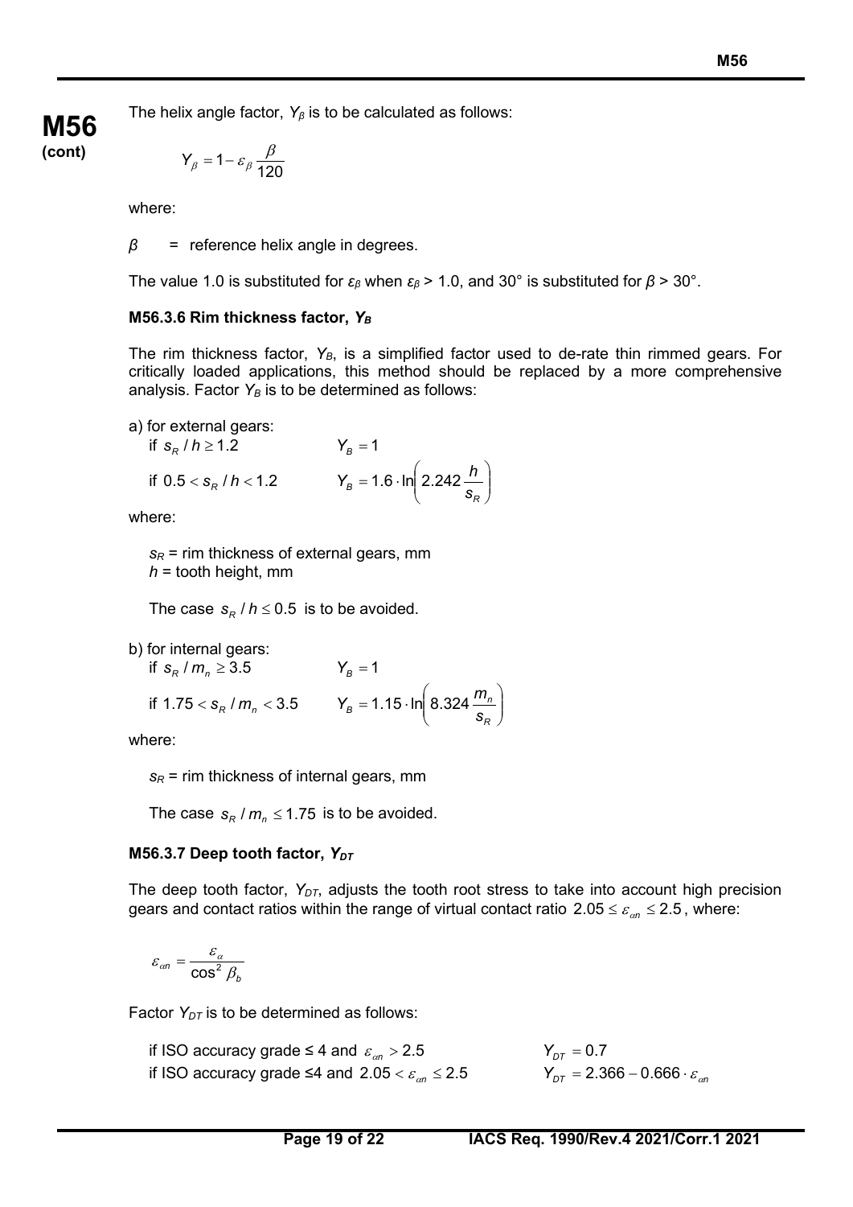The helix angle factor, $Y_\beta$ is to be calculated as follows:

$$Y_\beta = 1 - \varepsilon_\beta \frac{\beta}{120}$$

where:

$\beta$ = reference helix angle in degrees.

The value 1.0 is substituted for $\varepsilon_\beta$ when $\varepsilon_\beta > 1.0$, and 30° is substituted for $\beta > 30°$.

### M56.3.6 Rim thickness factor, $Y_B$

The rim thickness factor, $Y_B$, is a simplified factor used to de-rate thin rimmed gears. For critically loaded applications, this method should be replaced by a more comprehensive analysis. Factor $Y_B$ is to be determined as follows:

a) for external gears:

if $s_R / h \geq 1.2$ $\quad Y_B = 1$

if $0.5 < s_R / h < 1.2$ $\quad Y_B = 1.6 \cdot \ln\left(2.242 \dfrac{h}{s_R}\right)$

where:

$s_R$ = rim thickness of external gears, mm
$h$ = tooth height, mm

The case $s_R / h \leq 0.5$ is to be avoided.

b) for internal gears:

if $s_R / m_n \geq 3.5$ $\quad Y_B = 1$

if $1.75 < s_R / m_n < 3.5$ $\quad Y_B = 1.15 \cdot \ln\left(8.324 \dfrac{m_n}{s_R}\right)$

where:

$s_R$ = rim thickness of internal gears, mm

The case $s_R / m_n \leq 1.75$ is to be avoided.

### M56.3.7 Deep tooth factor, $Y_{DT}$

The deep tooth factor, $Y_{DT}$, adjusts the tooth root stress to take into account high precision gears and contact ratios within the range of virtual contact ratio $2.05 \leq \varepsilon_{\alpha n} \leq 2.5$, where:

$$\varepsilon_{\alpha n} = \frac{\varepsilon_\alpha}{\cos^2 \beta_b}$$

Factor $Y_{DT}$ is to be determined as follows:

if ISO accuracy grade ≤ 4 and $\varepsilon_{\alpha n} > 2.5$ $\quad Y_{DT} = 0.7$

if ISO accuracy grade ≤4 and $2.05 < \varepsilon_{\alpha n} \leq 2.5$ $\quad Y_{DT} = 2.366 - 0.666 \cdot \varepsilon_{\alpha n}$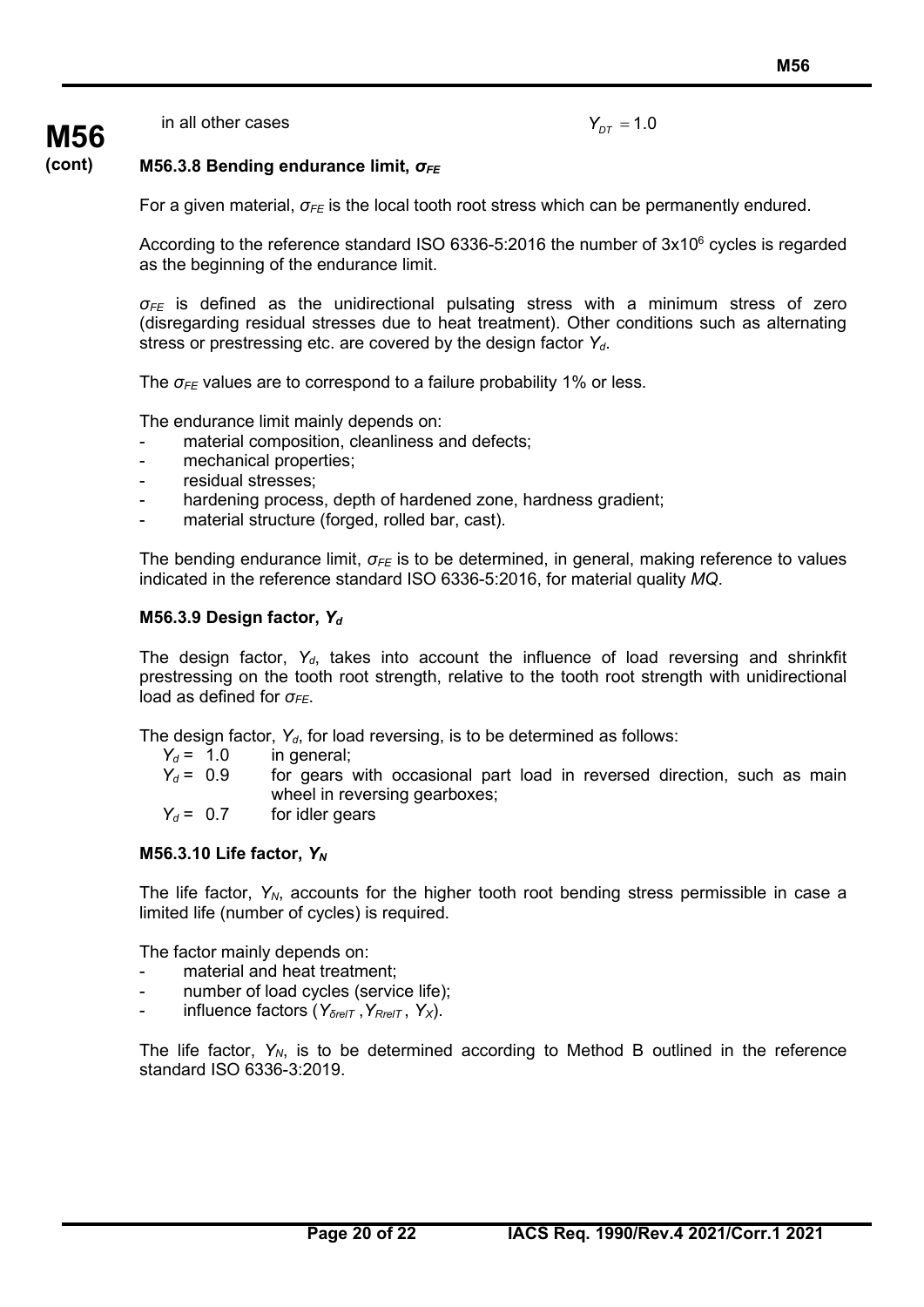in all other cases $Y_{DT} = 1.0$

### M56.3.8 Bending endurance limit, $\sigma_{FE}$

For a given material, $\sigma_{FE}$ is the local tooth root stress which can be permanently endured.

According to the reference standard ISO 6336-5:2016 the number of $3x10^6$ cycles is regarded as the beginning of the endurance limit.

$\sigma_{FE}$ is defined as the unidirectional pulsating stress with a minimum stress of zero (disregarding residual stresses due to heat treatment). Other conditions such as alternating stress or prestressing etc. are covered by the design factor $Y_d$.

The $\sigma_{FE}$ values are to correspond to a failure probability 1% or less.

The endurance limit mainly depends on:

- material composition, cleanliness and defects;
- mechanical properties;
- residual stresses;
- hardening process, depth of hardened zone, hardness gradient;
- material structure (forged, rolled bar, cast).

The bending endurance limit, $\sigma_{FE}$ is to be determined, in general, making reference to values indicated in the reference standard ISO 6336-5:2016, for material quality *MQ*.

### M56.3.9 Design factor, $Y_d$

The design factor, $Y_d$, takes into account the influence of load reversing and shrinkfit prestressing on the tooth root strength, relative to the tooth root strength with unidirectional load as defined for $\sigma_{FE}$.

The design factor, $Y_d$, for load reversing, is to be determined as follows:

$Y_d = 1.0$ in general;
$Y_d = 0.9$ for gears with occasional part load in reversed direction, such as main wheel in reversing gearboxes;
$Y_d = 0.7$ for idler gears

### M56.3.10 Life factor, $Y_N$

The life factor, $Y_N$, accounts for the higher tooth root bending stress permissible in case a limited life (number of cycles) is required.

The factor mainly depends on:

- material and heat treatment;
- number of load cycles (service life);
- influence factors ($Y_{\delta relT}$, $Y_{RrelT}$, $Y_X$).

The life factor, $Y_N$, is to be determined according to Method B outlined in the reference standard ISO 6336-3:2019.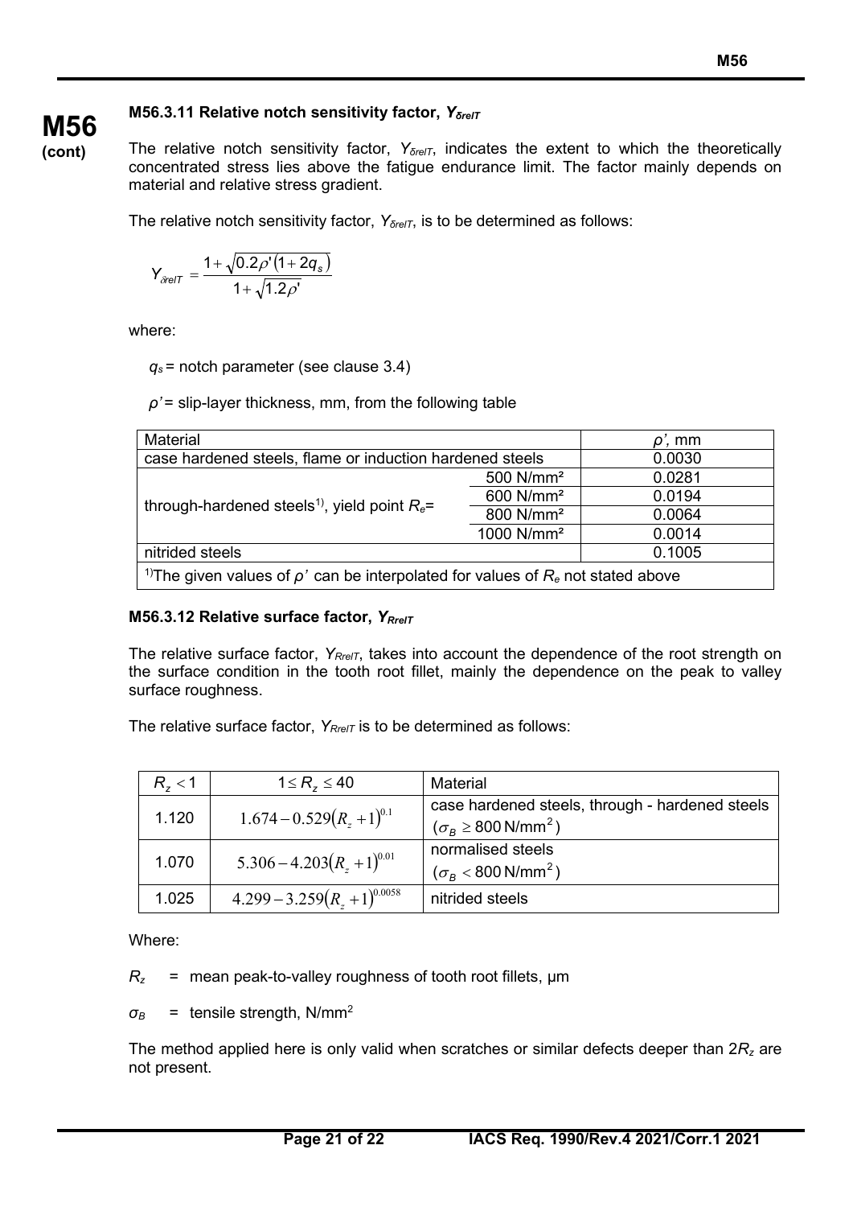**M56 (cont)**

### M56.3.11 Relative notch sensitivity factor, $Y_{\delta relT}$

The relative notch sensitivity factor, $Y_{\delta relT}$, indicates the extent to which the theoretically concentrated stress lies above the fatigue endurance limit. The factor mainly depends on material and relative stress gradient.

The relative notch sensitivity factor, $Y_{\delta relT}$, is to be determined as follows:

$$Y_{\delta relT} = \frac{1+\sqrt{0.2\rho'(1+2q_s)}}{1+\sqrt{1.2\rho'}}$$

where:

$q_s$ = notch parameter (see clause 3.4)

$\rho'$ = slip-layer thickness, mm, from the following table

| Material | | $\rho'$, mm |
|---|---|---|
| case hardened steels, flame or induction hardened steels | | 0.0030 |
| through-hardened steels[1)], yield point $R_e$= | 500 N/mm² | 0.0281 |
| | 600 N/mm² | 0.0194 |
| | 800 N/mm² | 0.0064 |
| | 1000 N/mm² | 0.0014 |
| nitrided steels | | 0.1005 |
| [1)]The given values of $\rho'$ can be interpolated for values of $R_e$ not stated above | | |

### M56.3.12 Relative surface factor, $Y_{RrelT}$

The relative surface factor, $Y_{RrelT}$, takes into account the dependence of the root strength on the surface condition in the tooth root fillet, mainly the dependence on the peak to valley surface roughness.

The relative surface factor, $Y_{RrelT}$ is to be determined as follows:

| $R_z < 1$ | $1 \leq R_z \leq 40$ | Material |
|---|---|---|
| 1.120 | $1.674 - 0.529(R_z+1)^{0.1}$ | case hardened steels, through - hardened steels ($\sigma_B \geq 800$ N/mm$^2$) |
| 1.070 | $5.306 - 4.203(R_z+1)^{0.01}$ | normalised steels ($\sigma_B < 800$ N/mm$^2$) |
| 1.025 | $4.299 - 3.259(R_z+1)^{0.0058}$ | nitrided steels |

Where:

$R_z$ = mean peak-to-valley roughness of tooth root fillets, μm

$\sigma_B$ = tensile strength, N/mm$^2$

The method applied here is only valid when scratches or similar defects deeper than $2R_z$ are not present.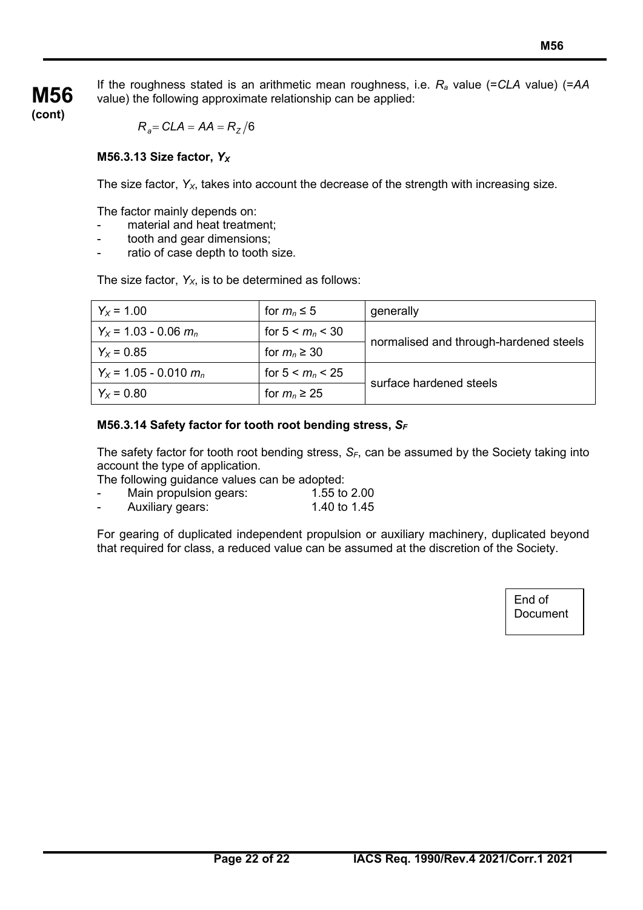If the roughness stated is an arithmetic mean roughness, i.e. $R_a$ value (=$CLA$ value) (=$AA$ value) the following approximate relationship can be applied:

$$R_a = CLA = AA = R_Z/6$$

### M56.3.13 Size factor, $Y_X$

The size factor, $Y_X$, takes into account the decrease of the strength with increasing size.

The factor mainly depends on:

- material and heat treatment;
- tooth and gear dimensions;
- ratio of case depth to tooth size.

The size factor, $Y_X$, is to be determined as follows:

| | | |
|---|---|---|
| $Y_X = 1.00$ | for $m_n \leq 5$ | generally |
| $Y_X = 1.03 - 0.06\ m_n$ | for $5 < m_n < 30$ | normalised and through-hardened steels |
| $Y_X = 0.85$ | for $m_n \geq 30$ | |
| $Y_X = 1.05 - 0.010\ m_n$ | for $5 < m_n < 25$ | surface hardened steels |
| $Y_X = 0.80$ | for $m_n \geq 25$ | |

### M56.3.14 Safety factor for tooth root bending stress, $S_F$

The safety factor for tooth root bending stress, $S_F$, can be assumed by the Society taking into account the type of application.

The following guidance values can be adopted:

- Main propulsion gears: 1.55 to 2.00
- Auxiliary gears: 1.40 to 1.45

For gearing of duplicated independent propulsion or auxiliary machinery, duplicated beyond that required for class, a reduced value can be assumed at the discretion of the Society.

End of Document